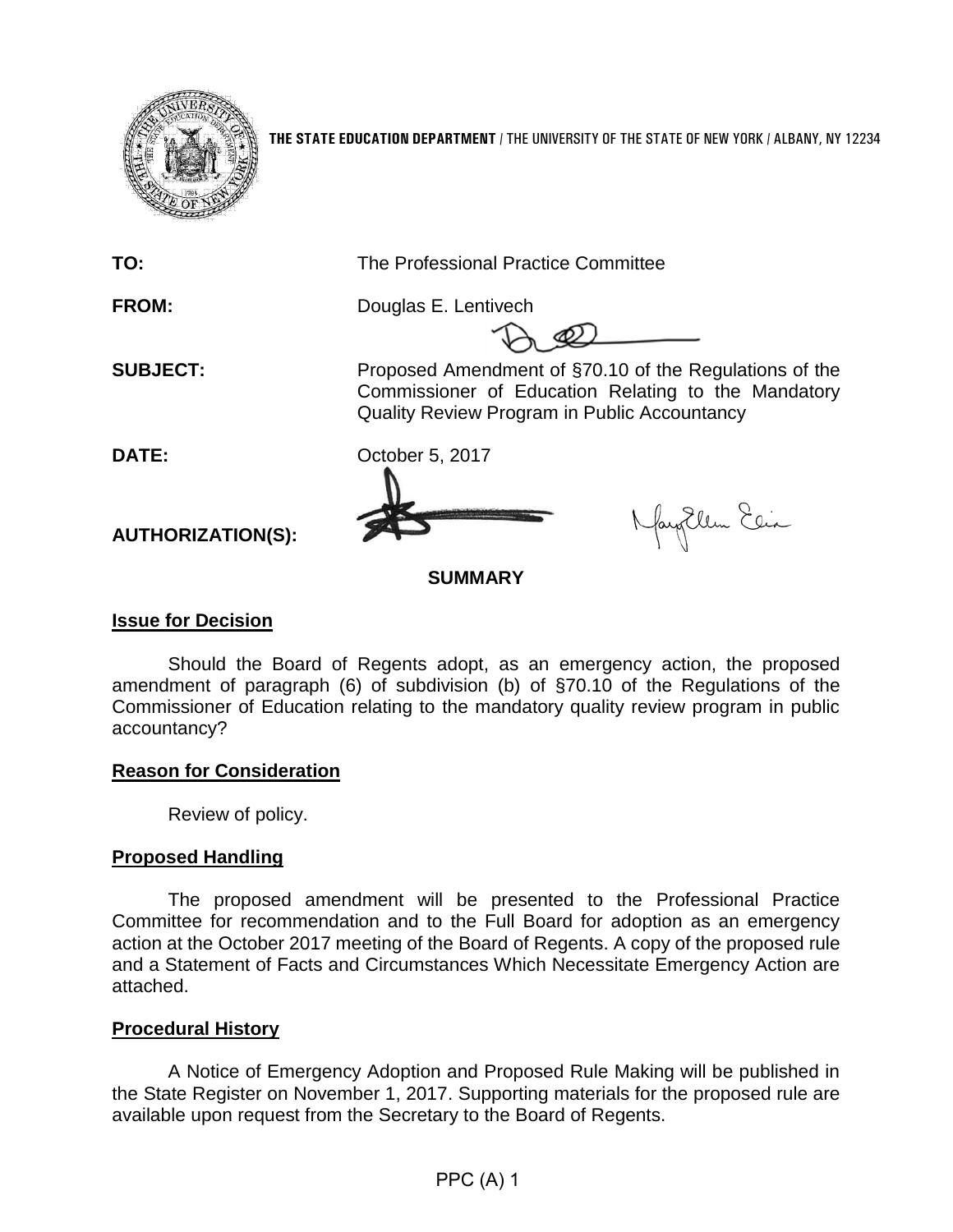**THE STATE EDUCATION DEPARTMENT** / THE UNIVERSITY OF THE STATE OF NEW YORK / ALBANY, NY 12234

**TO:** The Professional Practice Committee

**FROM:** Douglas E. Lentivech

**SUBJECT:** Proposed Amendment of §70.10 of the Regulations of the Commissioner of Education Relating to the Mandatory Quality Review Program in Public Accountancy

**DATE:** October 5, 2017

**AUTHORIZATION(S):**

**SUMMARY**

**Issue for Decision**

Should the Board of Regents adopt, as an emergency action, the proposed amendment of paragraph (6) of subdivision (b) of §70.10 of the Regulations of the Commissioner of Education relating to the mandatory quality review program in public accountancy?

**Reason for Consideration**

Review of policy.

**Proposed Handling**

The proposed amendment will be presented to the Professional Practice Committee for recommendation and to the Full Board for adoption as an emergency action at the October 2017 meeting of the Board of Regents. A copy of the proposed rule and a Statement of Facts and Circumstances Which Necessitate Emergency Action are attached.

**Procedural History**

A Notice of Emergency Adoption and Proposed Rule Making will be published in the State Register on November 1, 2017. Supporting materials for the proposed rule are available upon request from the Secretary to the Board of Regents.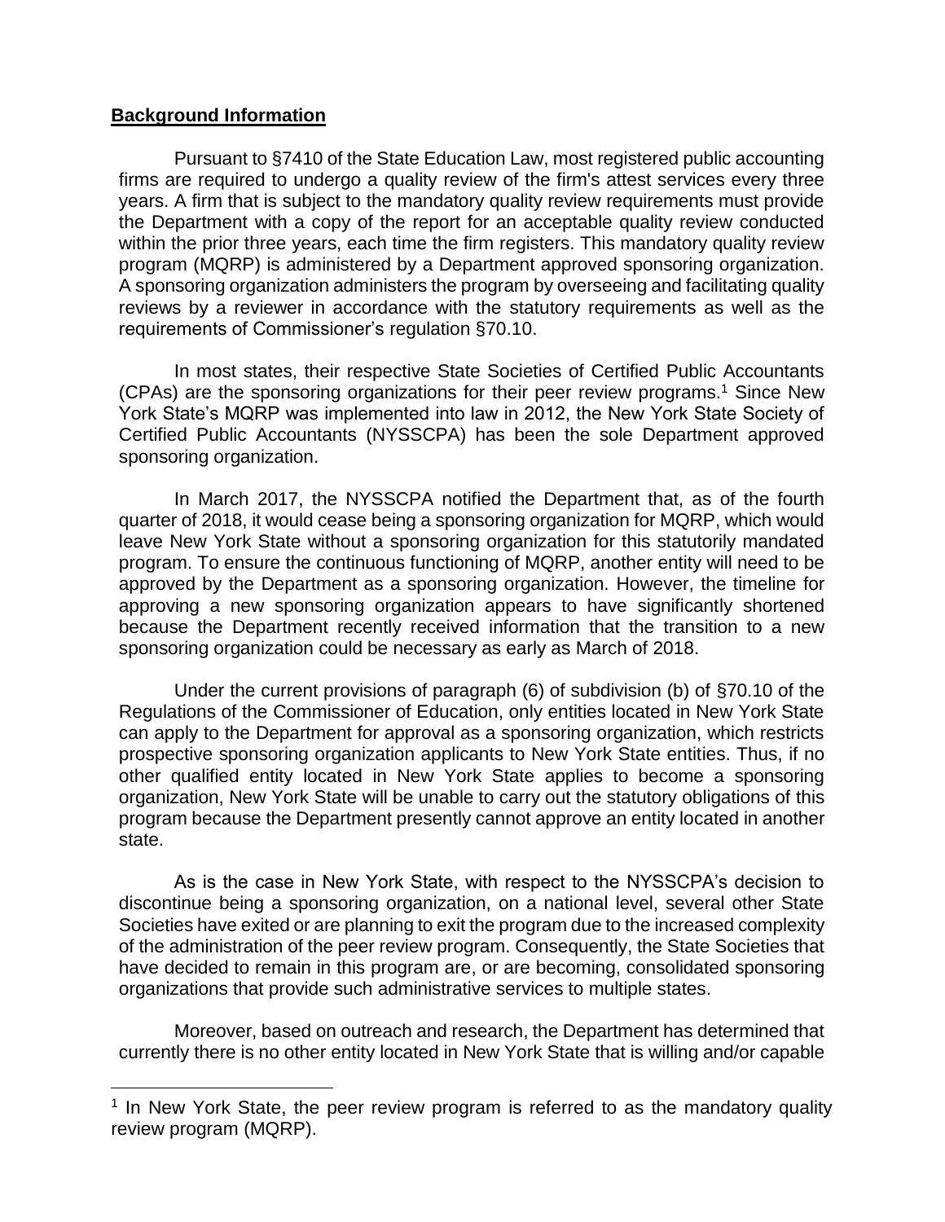## **Background Information**

Pursuant to §7410 of the State Education Law, most registered public accounting firms are required to undergo a quality review of the firm's attest services every three years. A firm that is subject to the mandatory quality review requirements must provide the Department with a copy of the report for an acceptable quality review conducted within the prior three years, each time the firm registers. This mandatory quality review program (MQRP) is administered by a Department approved sponsoring organization. A sponsoring organization administers the program by overseeing and facilitating quality reviews by a reviewer in accordance with the statutory requirements as well as the requirements of Commissioner's regulation §70.10.

In most states, their respective State Societies of Certified Public Accountants (CPAs) are the sponsoring organizations for their peer review programs.[1] Since New York State's MQRP was implemented into law in 2012, the New York State Society of Certified Public Accountants (NYSSCPA) has been the sole Department approved sponsoring organization.

In March 2017, the NYSSCPA notified the Department that, as of the fourth quarter of 2018, it would cease being a sponsoring organization for MQRP, which would leave New York State without a sponsoring organization for this statutorily mandated program. To ensure the continuous functioning of MQRP, another entity will need to be approved by the Department as a sponsoring organization. However, the timeline for approving a new sponsoring organization appears to have significantly shortened because the Department recently received information that the transition to a new sponsoring organization could be necessary as early as March of 2018.

Under the current provisions of paragraph (6) of subdivision (b) of §70.10 of the Regulations of the Commissioner of Education, only entities located in New York State can apply to the Department for approval as a sponsoring organization, which restricts prospective sponsoring organization applicants to New York State entities. Thus, if no other qualified entity located in New York State applies to become a sponsoring organization, New York State will be unable to carry out the statutory obligations of this program because the Department presently cannot approve an entity located in another state.

As is the case in New York State, with respect to the NYSSCPA's decision to discontinue being a sponsoring organization, on a national level, several other State Societies have exited or are planning to exit the program due to the increased complexity of the administration of the peer review program. Consequently, the State Societies that have decided to remain in this program are, or are becoming, consolidated sponsoring organizations that provide such administrative services to multiple states.

Moreover, based on outreach and research, the Department has determined that currently there is no other entity located in New York State that is willing and/or capable

[1] In New York State, the peer review program is referred to as the mandatory quality review program (MQRP).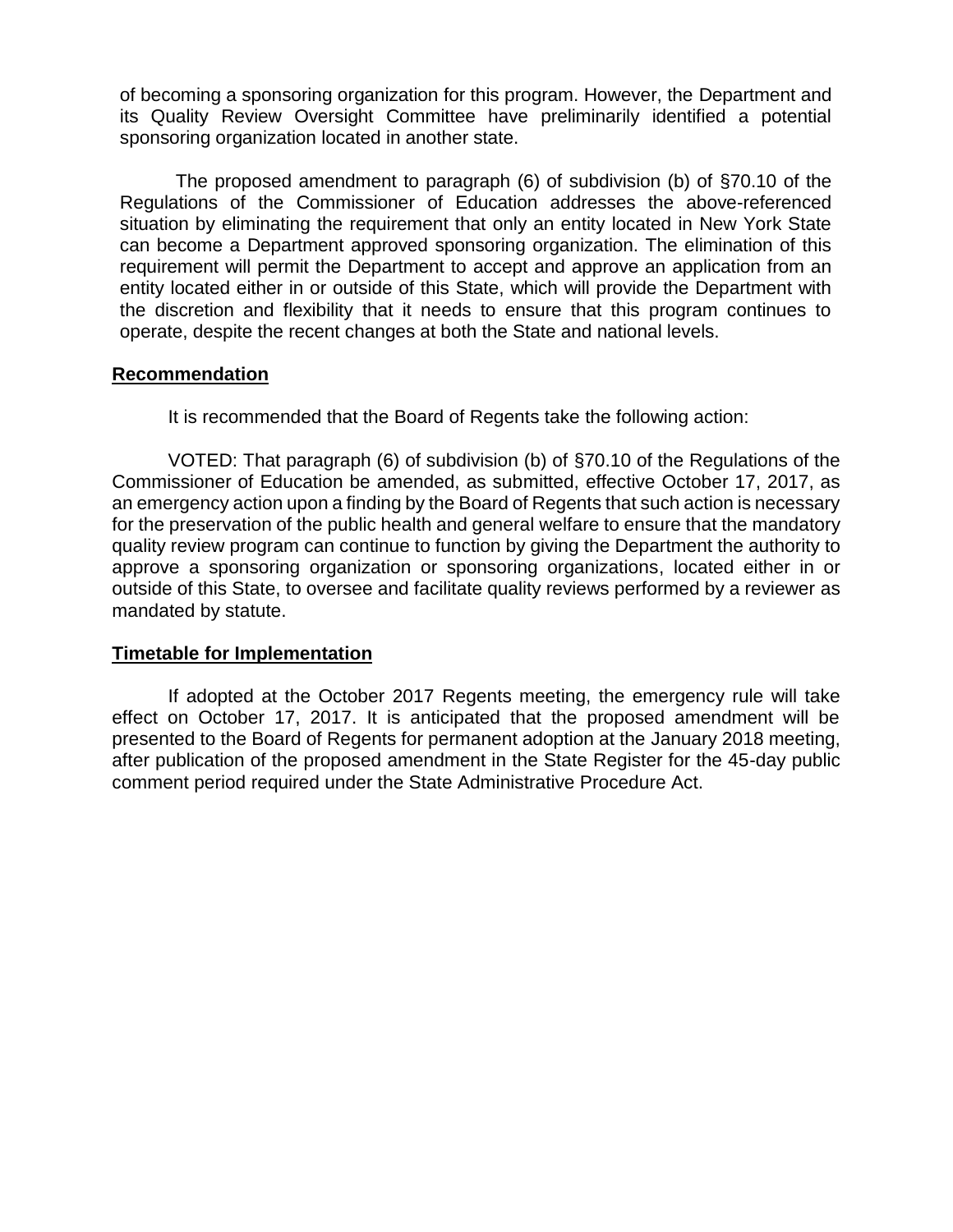of becoming a sponsoring organization for this program. However, the Department and its Quality Review Oversight Committee have preliminarily identified a potential sponsoring organization located in another state.

The proposed amendment to paragraph (6) of subdivision (b) of §70.10 of the Regulations of the Commissioner of Education addresses the above-referenced situation by eliminating the requirement that only an entity located in New York State can become a Department approved sponsoring organization. The elimination of this requirement will permit the Department to accept and approve an application from an entity located either in or outside of this State, which will provide the Department with the discretion and flexibility that it needs to ensure that this program continues to operate, despite the recent changes at both the State and national levels.

## Recommendation

It is recommended that the Board of Regents take the following action:

VOTED: That paragraph (6) of subdivision (b) of §70.10 of the Regulations of the Commissioner of Education be amended, as submitted, effective October 17, 2017, as an emergency action upon a finding by the Board of Regents that such action is necessary for the preservation of the public health and general welfare to ensure that the mandatory quality review program can continue to function by giving the Department the authority to approve a sponsoring organization or sponsoring organizations, located either in or outside of this State, to oversee and facilitate quality reviews performed by a reviewer as mandated by statute.

## Timetable for Implementation

If adopted at the October 2017 Regents meeting, the emergency rule will take effect on October 17, 2017. It is anticipated that the proposed amendment will be presented to the Board of Regents for permanent adoption at the January 2018 meeting, after publication of the proposed amendment in the State Register for the 45-day public comment period required under the State Administrative Procedure Act.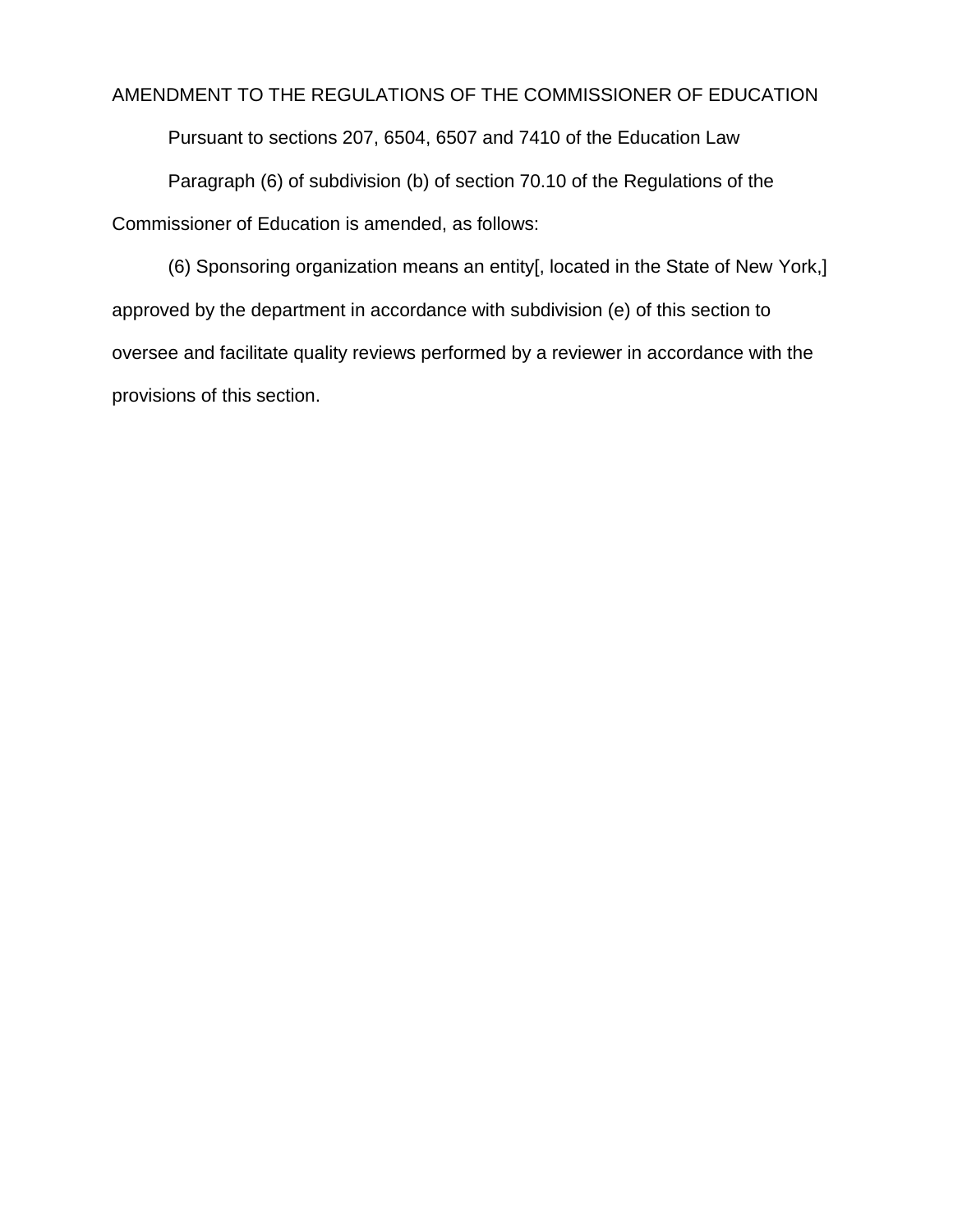AMENDMENT TO THE REGULATIONS OF THE COMMISSIONER OF EDUCATION

Pursuant to sections 207, 6504, 6507 and 7410 of the Education Law

Paragraph (6) of subdivision (b) of section 70.10 of the Regulations of the Commissioner of Education is amended, as follows:

(6) Sponsoring organization means an entity[, located in the State of New York,] approved by the department in accordance with subdivision (e) of this section to oversee and facilitate quality reviews performed by a reviewer in accordance with the provisions of this section.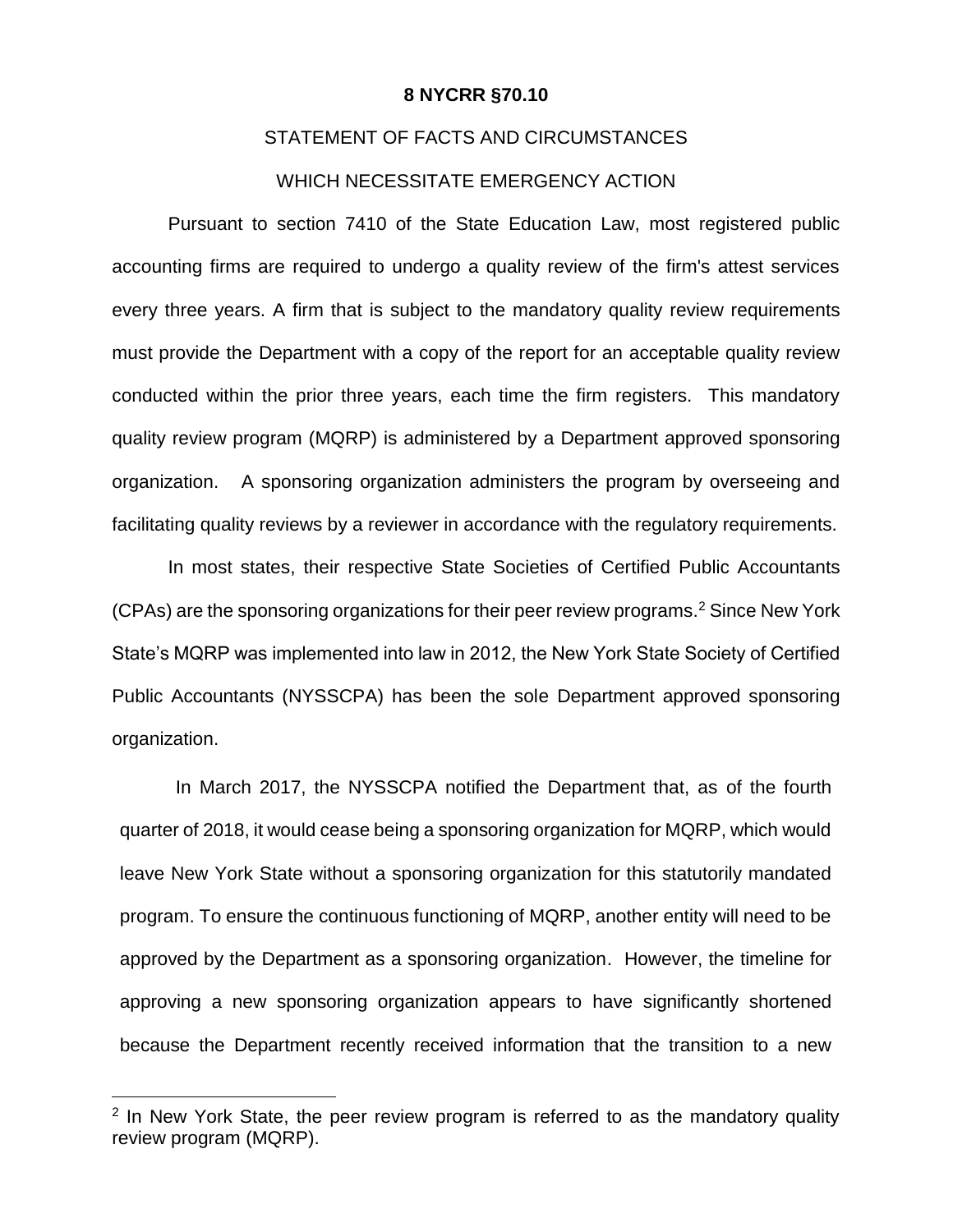**8 NYCRR §70.10**

STATEMENT OF FACTS AND CIRCUMSTANCES

WHICH NECESSITATE EMERGENCY ACTION

Pursuant to section 7410 of the State Education Law, most registered public accounting firms are required to undergo a quality review of the firm's attest services every three years. A firm that is subject to the mandatory quality review requirements must provide the Department with a copy of the report for an acceptable quality review conducted within the prior three years, each time the firm registers. This mandatory quality review program (MQRP) is administered by a Department approved sponsoring organization. A sponsoring organization administers the program by overseeing and facilitating quality reviews by a reviewer in accordance with the regulatory requirements.

In most states, their respective State Societies of Certified Public Accountants (CPAs) are the sponsoring organizations for their peer review programs.[2] Since New York State's MQRP was implemented into law in 2012, the New York State Society of Certified Public Accountants (NYSSCPA) has been the sole Department approved sponsoring organization.

In March 2017, the NYSSCPA notified the Department that, as of the fourth quarter of 2018, it would cease being a sponsoring organization for MQRP, which would leave New York State without a sponsoring organization for this statutorily mandated program. To ensure the continuous functioning of MQRP, another entity will need to be approved by the Department as a sponsoring organization. However, the timeline for approving a new sponsoring organization appears to have significantly shortened because the Department recently received information that the transition to a new

[2] In New York State, the peer review program is referred to as the mandatory quality review program (MQRP).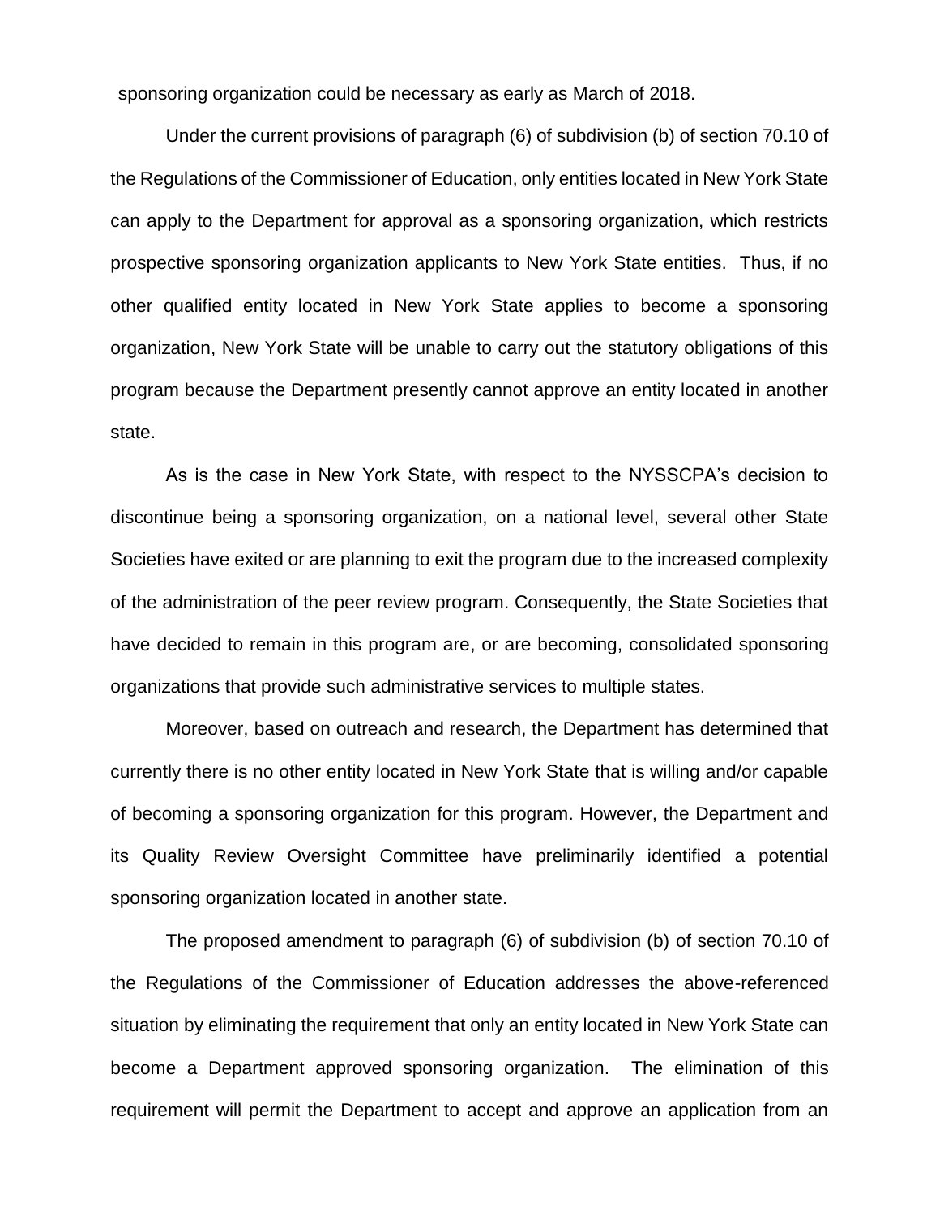sponsoring organization could be necessary as early as March of 2018.

Under the current provisions of paragraph (6) of subdivision (b) of section 70.10 of the Regulations of the Commissioner of Education, only entities located in New York State can apply to the Department for approval as a sponsoring organization, which restricts prospective sponsoring organization applicants to New York State entities. Thus, if no other qualified entity located in New York State applies to become a sponsoring organization, New York State will be unable to carry out the statutory obligations of this program because the Department presently cannot approve an entity located in another state.

As is the case in New York State, with respect to the NYSSCPA's decision to discontinue being a sponsoring organization, on a national level, several other State Societies have exited or are planning to exit the program due to the increased complexity of the administration of the peer review program. Consequently, the State Societies that have decided to remain in this program are, or are becoming, consolidated sponsoring organizations that provide such administrative services to multiple states.

Moreover, based on outreach and research, the Department has determined that currently there is no other entity located in New York State that is willing and/or capable of becoming a sponsoring organization for this program. However, the Department and its Quality Review Oversight Committee have preliminarily identified a potential sponsoring organization located in another state.

The proposed amendment to paragraph (6) of subdivision (b) of section 70.10 of the Regulations of the Commissioner of Education addresses the above-referenced situation by eliminating the requirement that only an entity located in New York State can become a Department approved sponsoring organization. The elimination of this requirement will permit the Department to accept and approve an application from an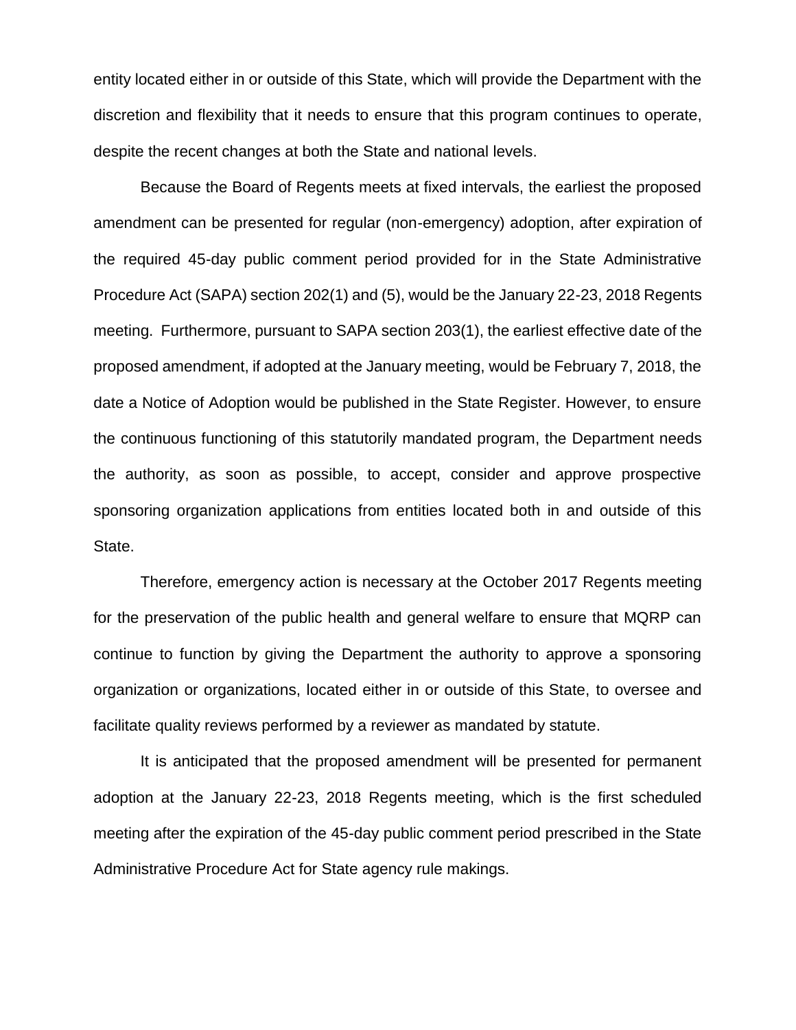entity located either in or outside of this State, which will provide the Department with the discretion and flexibility that it needs to ensure that this program continues to operate, despite the recent changes at both the State and national levels.

Because the Board of Regents meets at fixed intervals, the earliest the proposed amendment can be presented for regular (non-emergency) adoption, after expiration of the required 45-day public comment period provided for in the State Administrative Procedure Act (SAPA) section 202(1) and (5), would be the January 22-23, 2018 Regents meeting. Furthermore, pursuant to SAPA section 203(1), the earliest effective date of the proposed amendment, if adopted at the January meeting, would be February 7, 2018, the date a Notice of Adoption would be published in the State Register. However, to ensure the continuous functioning of this statutorily mandated program, the Department needs the authority, as soon as possible, to accept, consider and approve prospective sponsoring organization applications from entities located both in and outside of this State.

Therefore, emergency action is necessary at the October 2017 Regents meeting for the preservation of the public health and general welfare to ensure that MQRP can continue to function by giving the Department the authority to approve a sponsoring organization or organizations, located either in or outside of this State, to oversee and facilitate quality reviews performed by a reviewer as mandated by statute.

It is anticipated that the proposed amendment will be presented for permanent adoption at the January 22-23, 2018 Regents meeting, which is the first scheduled meeting after the expiration of the 45-day public comment period prescribed in the State Administrative Procedure Act for State agency rule makings.